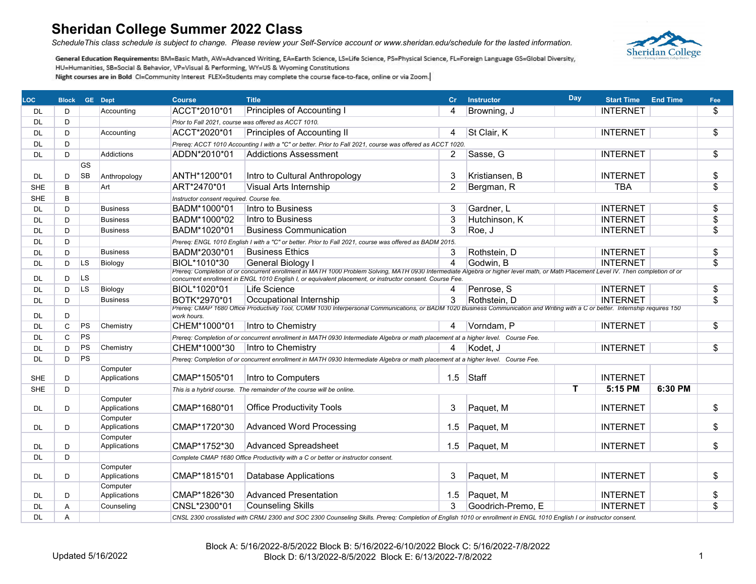# Sheridan College Summer 2022 Class

*ScheduleThis class schedule is subject to change. Please review your Self-Service account or www.sheridan.edu/schedule for the lasted information.*

**General Education Requirements:** BM=Basic Math, AW=Advanced Writing, EA=Earth Science, LS=Life Science, PS=Physical Science, FL=Foreign Language GS=Global Diversity, HU=Humanities, SB=Social & Behavior, VP=Visual & Performing, WY=US & Wyoming Constitutions

**Night courses are in Bold** CI=Community Interest FLEX=Students may complete the course face-to-face, online or via Zoom.

| LOC | Block | GE | Dept | Course | Title | Cr | Instructor | Day | Start Time | End Time | Fee |
|---|---|---|---|---|---|---|---|---|---|---|---|
| DL | D | | Accounting | ACCT*2010*01 | Principles of Accounting I | 4 | Browning, J | | INTERNET | | $ |
| DL | D | | | *Prior to Fall 2021, course was offered as ACCT 1010.* | | | | | | | |
| DL | D | | Accounting | ACCT*2020*01 | Principles of Accounting II | 4 | St Clair, K | | INTERNET | | $ |
| DL | D | | | *Prereq: ACCT 1010 Accounting I with a "C" or better. Prior to Fall 2021, course was offered as ACCT 1020.* | | | | | | | |
| DL | D | | Addictions | ADDN*2010*01 | Addictions Assessment | 2 | Sasse, G | | INTERNET | | $ |
| DL | D | GS SB | Anthropology | ANTH*1200*01 | Intro to Cultural Anthropology | 3 | Kristiansen, B | | INTERNET | | $ |
| SHE | B | | Art | ART*2470*01 | Visual Arts Internship | 2 | Bergman, R | | TBA | | $ |
| SHE | B | | | *Instructor consent required. Course fee.* | | | | | | | |
| DL | D | | Business | BADM*1000*01 | Intro to Business | 3 | Gardner, L | | INTERNET | | $ |
| DL | D | | Business | BADM*1000*02 | Intro to Business | 3 | Hutchinson, K | | INTERNET | | $ |
| DL | D | | Business | BADM*1020*01 | Business Communication | 3 | Roe, J | | INTERNET | | $ |
| DL | D | | | *Prereq: ENGL 1010 English I with a "C" or better. Prior to Fall 2021, course was offered as BADM 2015.* | | | | | | | |
| DL | D | | Business | BADM*2030*01 | Business Ethics | 3 | Rothstein, D | | INTERNET | | $ |
| DL | D | LS | Biology | BIOL*1010*30 | General Biology I | 4 | Godwin, B | | INTERNET | | $ |
| DL | D | LS | | *Prereq: Completion of or concurrent enrollment in MATH 1000 Problem Solving, MATH 0930 Intermediate Algebra or higher level math, or Math Placement Level IV. Then completion of or concurrent enrollment in ENGL 1010 English I, or equivalent placement, or instructor consent. Course Fee.* | | | | | | | |
| DL | D | LS | Biology | BIOL*1020*01 | Life Science | 4 | Penrose, S | | INTERNET | | $ |
| DL | D | | Business | BOTK*2970*01 | Occupational Internship | 3 | Rothstein, D | | INTERNET | | $ |
| DL | D | | | *Prereq: CMAP 1680 Office Productivity Tool, COMM 1030 Interpersonal Communications, or BADM 1020 Business Communication and Writing with a C or better. Internship requires 150 work hours.* | | | | | | | |
| DL | C | PS | Chemistry | CHEM*1000*01 | Intro to Chemistry | 4 | Vorndam, P | | INTERNET | | $ |
| DL | C | PS | | *Prereq: Completion of or concurrent enrollment in MATH 0930 Intermediate Algebra or math placement at a higher level. Course Fee.* | | | | | | | |
| DL | D | PS | Chemistry | CHEM*1000*30 | Intro to Chemistry | 4 | Kodet, J | | INTERNET | | $ |
| DL | D | PS | | *Prereq: Completion of or concurrent enrollment in MATH 0930 Intermediate Algebra or math placement at a higher level. Course Fee.* | | | | | | | |
| SHE | D | | Computer Applications | CMAP*1505*01 | Intro to Computers | 1.5 | Staff | | INTERNET | | |
| SHE | D | | | *This is a hybrid course. The remainder of the course will be online.* | | | | **T** | **5:15 PM** | **6:30 PM** | |
| DL | D | | Computer Applications | CMAP*1680*01 | Office Productivity Tools | 3 | Paquet, M | | INTERNET | | $ |
| DL | D | | Computer Applications | CMAP*1720*30 | Advanced Word Processing | 1.5 | Paquet, M | | INTERNET | | $ |
| DL | D | | Computer Applications | CMAP*1752*30 | Advanced Spreadsheet | 1.5 | Paquet, M | | INTERNET | | $ |
| DL | D | | | *Complete CMAP 1680 Office Productivity with a C or better or instructor consent.* | | | | | | | |
| DL | D | | Computer Applications | CMAP*1815*01 | Database Applications | 3 | Paquet, M | | INTERNET | | $ |
| DL | D | | Computer Applications | CMAP*1826*30 | Advanced Presentation | 1.5 | Paquet, M | | INTERNET | | $ |
| DL | A | | Counseling | CNSL*2300*01 | Counseling Skills | 3 | Goodrich-Premo, E | | INTERNET | | $ |
| DL | A | | | *CNSL 2300 crosslisted with CRMJ 2300 and SOC 2300 Counseling Skills. Prereq: Completion of English 1010 or enrollment in ENGL 1010 English I or instructor consent.* | | | | | | | |

Updated 5/16/2022

Block A: 5/16/2022-8/5/2022 Block B: 5/16/2022-6/10/2022 Block C: 5/16/2022-7/8/2022
Block D: 6/13/2022-8/5/2022 Block E: 6/13/2022-7/8/2022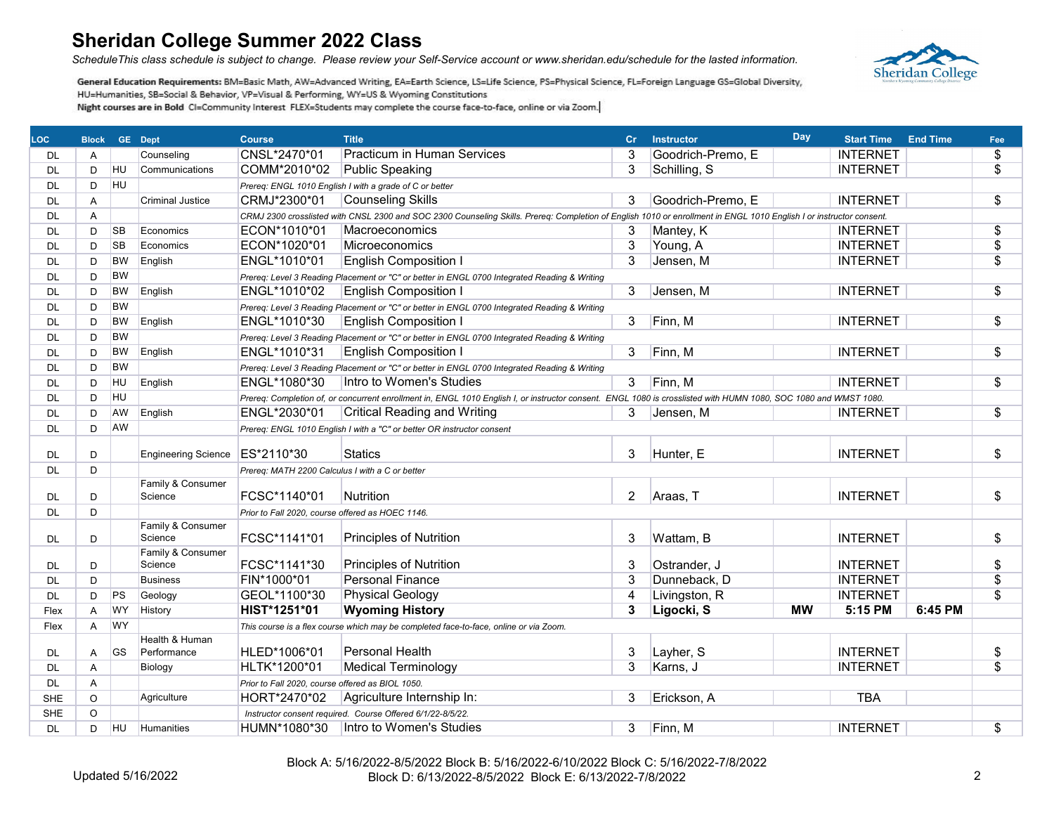# Sheridan College Summer 2022 Class

*ScheduleThis class schedule is subject to change. Please review your Self-Service account or www.sheridan.edu/schedule for the lasted information.*

**General Education Requirements:** BM=Basic Math, AW=Advanced Writing, EA=Earth Science, LS=Life Science, PS=Physical Science, FL=Foreign Language GS=Global Diversity, HU=Humanities, SB=Social & Behavior, VP=Visual & Performing, WY=US & Wyoming Constitutions

Night courses are in Bold CI=Community Interest FLEX=Students may complete the course face-to-face, online or via Zoom.

| LOC | Block | GE | Dept | Course | Title | Cr | Instructor | Day | Start Time | End Time | Fee |
|---|---|---|---|---|---|---|---|---|---|---|---|
| DL | A | | Counseling | CNSL*2470*01 | Practicum in Human Services | 3 | Goodrich-Premo, E | | INTERNET | | $ |
| DL | D | HU | Communications | COMM*2010*02 | Public Speaking | 3 | Schilling, S | | INTERNET | | $ |
| DL | D | HU | | *Prereq: ENGL 1010 English I with a grade of C or better* | | | | | | | |
| DL | A | | Criminal Justice | CRMJ*2300*01 | Counseling Skills | 3 | Goodrich-Premo, E | | INTERNET | | $ |
| DL | A | | | *CRMJ 2300 crosslisted with CNSL 2300 and SOC 2300 Counseling Skills. Prereq: Completion of English 1010 or enrollment in ENGL 1010 English I or instructor consent.* | | | | | | | |
| DL | D | SB | Economics | ECON*1010*01 | Macroeconomics | 3 | Mantey, K | | INTERNET | | $ |
| DL | D | SB | Economics | ECON*1020*01 | Microeconomics | 3 | Young, A | | INTERNET | | $ |
| DL | D | BW | English | ENGL*1010*01 | English Composition I | 3 | Jensen, M | | INTERNET | | $ |
| DL | D | BW | | *Prereq: Level 3 Reading Placement or "C" or better in ENGL 0700 Integrated Reading & Writing* | | | | | | | |
| DL | D | BW | English | ENGL*1010*02 | English Composition I | 3 | Jensen, M | | INTERNET | | $ |
| DL | D | BW | | *Prereq: Level 3 Reading Placement or "C" or better in ENGL 0700 Integrated Reading & Writing* | | | | | | | |
| DL | D | BW | English | ENGL*1010*30 | English Composition I | 3 | Finn, M | | INTERNET | | $ |
| DL | D | BW | | *Prereq: Level 3 Reading Placement or "C" or better in ENGL 0700 Integrated Reading & Writing* | | | | | | | |
| DL | D | BW | English | ENGL*1010*31 | English Composition I | 3 | Finn, M | | INTERNET | | $ |
| DL | D | BW | | *Prereq: Level 3 Reading Placement or "C" or better in ENGL 0700 Integrated Reading & Writing* | | | | | | | |
| DL | D | HU | English | ENGL*1080*30 | Intro to Women's Studies | 3 | Finn, M | | INTERNET | | $ |
| DL | D | HU | | *Prereq: Completion of, or concurrent enrollment in, ENGL 1010 English I, or instructor consent. ENGL 1080 is crosslisted with HUMN 1080, SOC 1080 and WMST 1080.* | | | | | | | |
| DL | D | AW | English | ENGL*2030*01 | Critical Reading and Writing | 3 | Jensen, M | | INTERNET | | $ |
| DL | D | AW | | *Prereq: ENGL 1010 English I with a "C" or better OR instructor consent* | | | | | | | |
| DL | D | | Engineering Science | ES*2110*30 | Statics | 3 | Hunter, E | | INTERNET | | $ |
| DL | D | | | *Prereq: MATH 2200 Calculus I with a C or better* | | | | | | | |
| DL | D | | Family & Consumer Science | FCSC*1140*01 | Nutrition | 2 | Araas, T | | INTERNET | | $ |
| DL | D | | | *Prior to Fall 2020, course offered as HOEC 1146.* | | | | | | | |
| DL | D | | Family & Consumer Science | FCSC*1141*01 | Principles of Nutrition | 3 | Wattam, B | | INTERNET | | $ |
| DL | D | | Family & Consumer Science | FCSC*1141*30 | Principles of Nutrition | 3 | Ostrander, J | | INTERNET | | $ |
| DL | D | | Business | FIN*1000*01 | Personal Finance | 3 | Dunneback, D | | INTERNET | | $ |
| DL | D | PS | Geology | GEOL*1100*30 | Physical Geology | 4 | Livingston, R | | INTERNET | | $ |
| Flex | A | WY | History | **HIST*1251*01** | **Wyoming History** | **3** | **Ligocki, S** | **MW** | **5:15 PM** | **6:45 PM** | |
| Flex | A | WY | | *This course is a flex course which may be completed face-to-face, online or via Zoom.* | | | | | | | |
| DL | A | GS | Health & Human Performance | HLED*1006*01 | Personal Health | 3 | Layher, S | | INTERNET | | $ |
| DL | A | | Biology | HLTK*1200*01 | Medical Terminology | 3 | Karns, J | | INTERNET | | $ |
| DL | A | | | *Prior to Fall 2020, course offered as BIOL 1050.* | | | | | | | |
| SHE | O | | Agriculture | HORT*2470*02 | Agriculture Internship In: | 3 | Erickson, A | | TBA | | |
| SHE | O | | | *Instructor consent required. Course Offered 6/1/22-8/5/22.* | | | | | | | |
| DL | D | HU | Humanities | HUMN*1080*30 | Intro to Women's Studies | 3 | Finn, M | | INTERNET | | $ |

Updated 5/16/2022

Block A: 5/16/2022-8/5/2022 Block B: 5/16/2022-6/10/2022 Block C: 5/16/2022-7/8/2022
Block D: 6/13/2022-8/5/2022 Block E: 6/13/2022-7/8/2022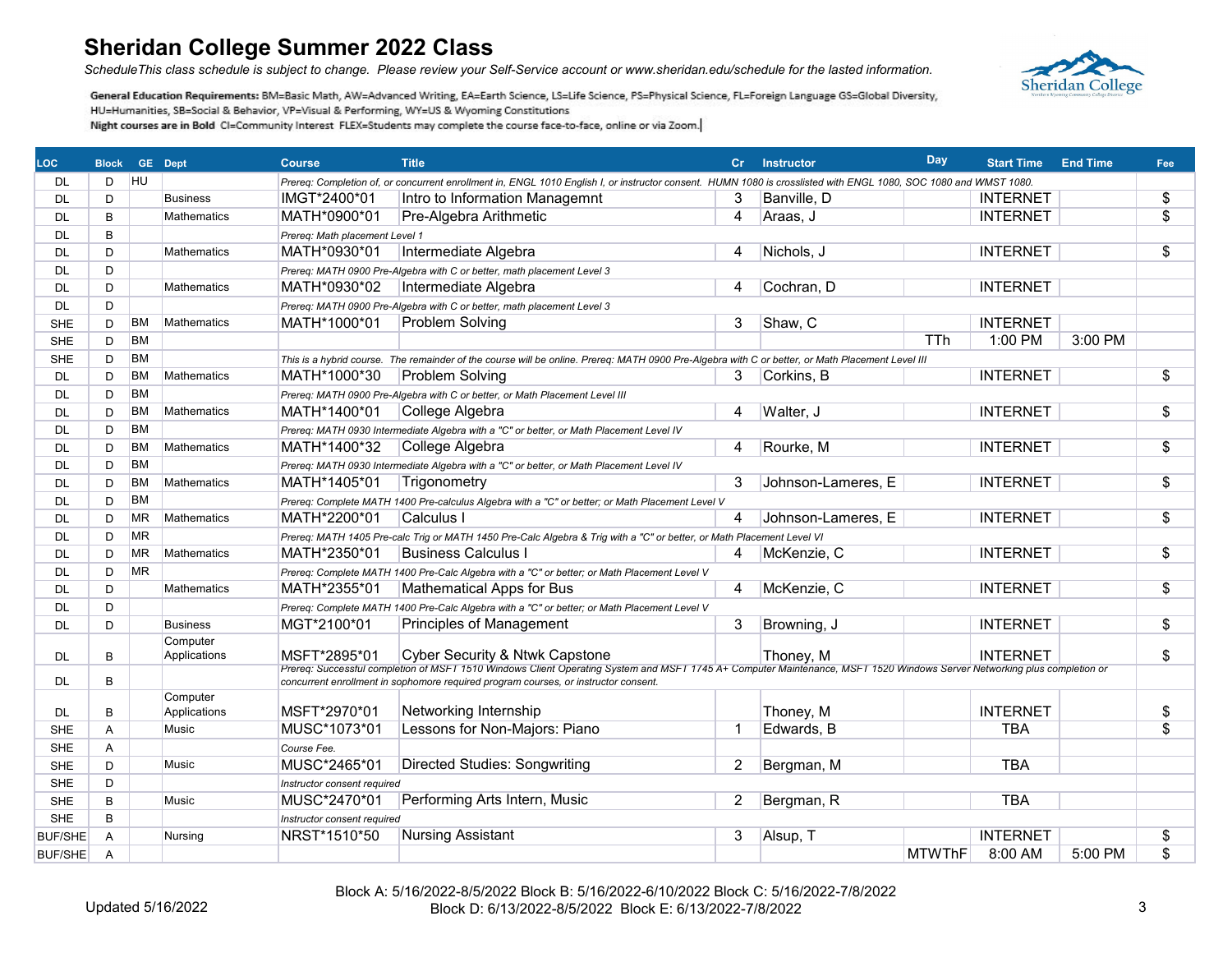# Sheridan College Summer 2022 Class

*ScheduleThis class schedule is subject to change. Please review your Self-Service account or www.sheridan.edu/schedule for the lasted information.*

**General Education Requirements:** BM=Basic Math, AW=Advanced Writing, EA=Earth Science, LS=Life Science, PS=Physical Science, FL=Foreign Language GS=Global Diversity, HU=Humanities, SB=Social & Behavior, VP=Visual & Performing, WY=US & Wyoming Constitutions

Night courses are in Bold CI=Community Interest FLEX=Students may complete the course face-to-face, online or via Zoom.

| LOC | Block | GE | Dept | Course | Title | Cr | Instructor | Day | Start Time | End Time | Fee |
|---|---|---|---|---|---|---|---|---|---|---|---|
| DL | D | HU | | *Prereq: Completion of, or concurrent enrollment in, ENGL 1010 English I, or instructor consent. HUMN 1080 is crosslisted with ENGL 1080, SOC 1080 and WMST 1080.* | | | | | | | |
| DL | D | | Business | IMGT*2400*01 | Intro to Information Managemnt | 3 | Banville, D | | INTERNET | | $ |
| DL | B | | Mathematics | MATH*0900*01 | Pre-Algebra Arithmetic | 4 | Araas, J | | INTERNET | | $ |
| DL | B | | | *Prereq: Math placement Level 1* | | | | | | | |
| DL | D | | Mathematics | MATH*0930*01 | Intermediate Algebra | 4 | Nichols, J | | INTERNET | | $ |
| DL | D | | | *Prereq: MATH 0900 Pre-Algebra with C or better, math placement Level 3* | | | | | | | |
| DL | D | | Mathematics | MATH*0930*02 | Intermediate Algebra | 4 | Cochran, D | | INTERNET | | |
| DL | D | | | *Prereq: MATH 0900 Pre-Algebra with C or better, math placement Level 3* | | | | | | | |
| SHE | D | BM | Mathematics | MATH*1000*01 | Problem Solving | 3 | Shaw, C | | INTERNET | | |
| SHE | D | BM | | | | | | TTh | 1:00 PM | 3:00 PM | |
| SHE | D | BM | | *This is a hybrid course. The remainder of the course will be online. Prereq: MATH 0900 Pre-Algebra with C or better, or Math Placement Level III* | | | | | | | |
| DL | D | BM | Mathematics | MATH*1000*30 | Problem Solving | 3 | Corkins, B | | INTERNET | | $ |
| DL | D | BM | | *Prereq: MATH 0900 Pre-Algebra with C or better, or Math Placement Level III* | | | | | | | |
| DL | D | BM | Mathematics | MATH*1400*01 | College Algebra | 4 | Walter, J | | INTERNET | | $ |
| DL | D | BM | | *Prereq: MATH 0930 Intermediate Algebra with a "C" or better, or Math Placement Level IV* | | | | | | | |
| DL | D | BM | Mathematics | MATH*1400*32 | College Algebra | 4 | Rourke, M | | INTERNET | | $ |
| DL | D | BM | | *Prereq: MATH 0930 Intermediate Algebra with a "C" or better, or Math Placement Level IV* | | | | | | | |
| DL | D | BM | Mathematics | MATH*1405*01 | Trigonometry | 3 | Johnson-Lameres, E | | INTERNET | | $ |
| DL | D | BM | | *Prereq: Complete MATH 1400 Pre-calculus Algebra with a "C" or better; or Math Placement Level V* | | | | | | | |
| DL | D | MR | Mathematics | MATH*2200*01 | Calculus I | 4 | Johnson-Lameres, E | | INTERNET | | $ |
| DL | D | MR | | *Prereq: MATH 1405 Pre-calc Trig or MATH 1450 Pre-Calc Algebra & Trig with a "C" or better, or Math Placement Level VI* | | | | | | | |
| DL | D | MR | Mathematics | MATH*2350*01 | Business Calculus I | 4 | McKenzie, C | | INTERNET | | $ |
| DL | D | MR | | *Prereq: Complete MATH 1400 Pre-Calc Algebra with a "C" or better; or Math Placement Level V* | | | | | | | |
| DL | D | | Mathematics | MATH*2355*01 | Mathematical Apps for Bus | 4 | McKenzie, C | | INTERNET | | $ |
| DL | D | | | *Prereq: Complete MATH 1400 Pre-Calc Algebra with a "C" or better; or Math Placement Level V* | | | | | | | |
| DL | D | | Business | MGT*2100*01 | Principles of Management | 3 | Browning, J | | INTERNET | | $ |
| DL | B | | Computer Applications | MSFT*2895*01 | Cyber Security & Ntwk Capstone | | Thoney, M | | INTERNET | | $ |
| DL | B | | | *Prereq: Successful completion of MSFT 1510 Windows Client Operating System and MSFT 1745 A+ Computer Maintenance, MSFT 1520 Windows Server Networking plus completion or concurrent enrollment in sophomore required program courses, or instructor consent.* | | | | | | | |
| DL | B | | Computer Applications | MSFT*2970*01 | Networking Internship | | Thoney, M | | INTERNET | | $ |
| SHE | A | | Music | MUSC*1073*01 | Lessons for Non-Majors: Piano | 1 | Edwards, B | | TBA | | $ |
| SHE | A | | | *Course Fee.* | | | | | | | |
| SHE | D | | Music | MUSC*2465*01 | Directed Studies: Songwriting | 2 | Bergman, M | | TBA | | |
| SHE | D | | | *Instructor consent required* | | | | | | | |
| SHE | B | | Music | MUSC*2470*01 | Performing Arts Intern, Music | 2 | Bergman, R | | TBA | | |
| SHE | B | | | *Instructor consent required* | | | | | | | |
| BUF/SHE | A | | Nursing | NRST*1510*50 | Nursing Assistant | 3 | Alsup, T | | INTERNET | | $ |
| BUF/SHE | A | | | | | | | MTWThF | 8:00 AM | 5:00 PM | $ |

Updated 5/16/2022

Block A: 5/16/2022-8/5/2022 Block B: 5/16/2022-6/10/2022 Block C: 5/16/2022-7/8/2022
Block D: 6/13/2022-8/5/2022 Block E: 6/13/2022-7/8/2022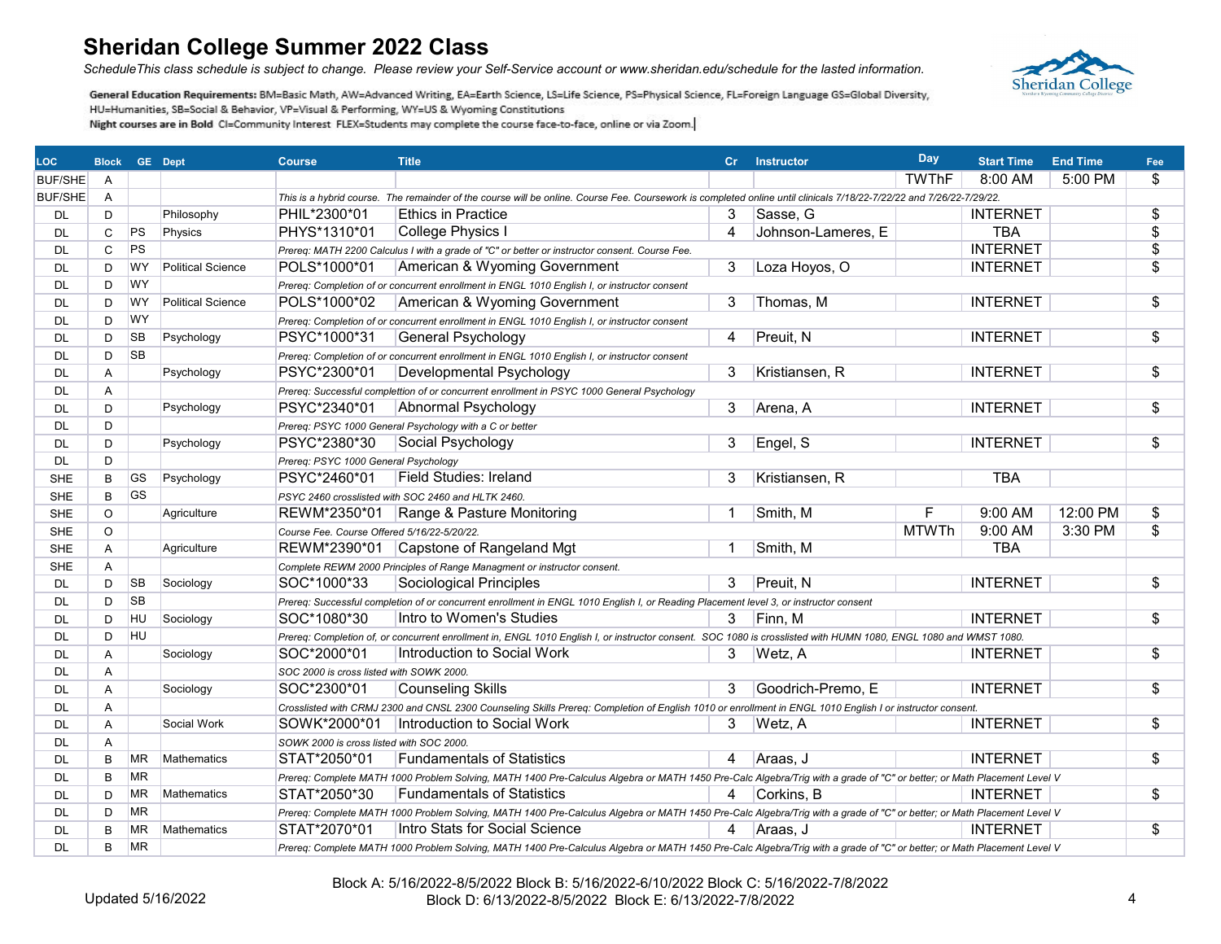# Sheridan College Summer 2022 Class

*ScheduleThis class schedule is subject to change. Please review your Self-Service account or www.sheridan.edu/schedule for the lasted information.*

**General Education Requirements:** BM=Basic Math, AW=Advanced Writing, EA=Earth Science, LS=Life Science, PS=Physical Science, FL=Foreign Language GS=Global Diversity, HU=Humanities, SB=Social & Behavior, VP=Visual & Performing, WY=US & Wyoming Constitutions

Night courses are in Bold CI=Community Interest FLEX=Students may complete the course face-to-face, online or via Zoom.

| LOC | Block | GE | Dept | Course | Title | Cr | Instructor | Day | Start Time | End Time | Fee |
|---|---|---|---|---|---|---|---|---|---|---|---|
| BUF/SHE | A | | | | | | | TWThF | 8:00 AM | 5:00 PM | $ |
| BUF/SHE | A | | | *This is a hybrid course. The remainder of the course will be online. Course Fee. Coursework is completed online until clinicals 7/18/22-7/22/22 and 7/26/22-7/29/22.* | | | | | | | |
| DL | D | | Philosophy | PHIL*2300*01 | Ethics in Practice | 3 | Sasse, G | | INTERNET | | $ |
| DL | C | PS | Physics | PHYS*1310*01 | College Physics I | 4 | Johnson-Lameres, E | | TBA | | $ |
| DL | C | PS | | *Prereq: MATH 2200 Calculus I with a grade of "C" or better or instructor consent. Course Fee.* | | | | | INTERNET | | $ |
| DL | D | WY | Political Science | POLS*1000*01 | American & Wyoming Government | 3 | Loza Hoyos, O | | INTERNET | | $ |
| DL | D | WY | | *Prereq: Completion of or concurrent enrollment in ENGL 1010 English I, or instructor consent* | | | | | | | |
| DL | D | WY | Political Science | POLS*1000*02 | American & Wyoming Government | 3 | Thomas, M | | INTERNET | | $ |
| DL | D | WY | | *Prereq: Completion of or concurrent enrollment in ENGL 1010 English I, or instructor consent* | | | | | | | |
| DL | D | SB | Psychology | PSYC*1000*31 | General Psychology | 4 | Preuit, N | | INTERNET | | $ |
| DL | D | SB | | *Prereq: Completion of or concurrent enrollment in ENGL 1010 English I, or instructor consent* | | | | | | | |
| DL | A | | Psychology | PSYC*2300*01 | Developmental Psychology | 3 | Kristiansen, R | | INTERNET | | $ |
| DL | A | | | *Prereq: Successful complettion of or concurrent enrollment in PSYC 1000 General Psychology* | | | | | | | |
| DL | D | | Psychology | PSYC*2340*01 | Abnormal Psychology | 3 | Arena, A | | INTERNET | | $ |
| DL | D | | | *Prereq: PSYC 1000 General Psychology with a C or better* | | | | | | | |
| DL | D | | Psychology | PSYC*2380*30 | Social Psychology | 3 | Engel, S | | INTERNET | | $ |
| DL | D | | | *Prereq: PSYC 1000 General Psychology* | | | | | | | |
| SHE | B | GS | Psychology | PSYC*2460*01 | Field Studies: Ireland | 3 | Kristiansen, R | | TBA | | |
| SHE | B | GS | | *PSYC 2460 crosslisted with SOC 2460 and HLTK 2460.* | | | | | | | |
| SHE | O | | Agriculture | REWM*2350*01 | Range & Pasture Monitoring | 1 | Smith, M | F | 9:00 AM | 12:00 PM | $ |
| SHE | O | | | *Course Fee. Course Offered 5/16/22-5/20/22.* | | | | MTWTh | 9:00 AM | 3:30 PM | $ |
| SHE | A | | Agriculture | REWM*2390*01 | Capstone of Rangeland Mgt | 1 | Smith, M | | TBA | | |
| SHE | A | | | *Complete REWM 2000 Principles of Range Managment or instructor consent.* | | | | | | | |
| DL | D | SB | Sociology | SOC*1000*33 | Sociological Principles | 3 | Preuit, N | | INTERNET | | $ |
| DL | D | SB | | *Prereq: Successful completion of or concurrent enrollment in ENGL 1010 English I, or Reading Placement level 3, or instructor consent* | | | | | | | |
| DL | D | HU | Sociology | SOC*1080*30 | Intro to Women's Studies | 3 | Finn, M | | INTERNET | | $ |
| DL | D | HU | | *Prereq: Completion of, or concurrent enrollment in, ENGL 1010 English I, or instructor consent. SOC 1080 is crosslisted with HUMN 1080, ENGL 1080 and WMST 1080.* | | | | | | | |
| DL | A | | Sociology | SOC*2000*01 | Introduction to Social Work | 3 | Wetz, A | | INTERNET | | $ |
| DL | A | | | *SOC 2000 is cross listed with SOWK 2000.* | | | | | | | |
| DL | A | | Sociology | SOC*2300*01 | Counseling Skills | 3 | Goodrich-Premo, E | | INTERNET | | $ |
| DL | A | | | *Crosslisted with CRMJ 2300 and CNSL 2300 Counseling Skills Prereq: Completion of English 1010 or enrollment in ENGL 1010 English I or instructor consent.* | | | | | | | |
| DL | A | | Social Work | SOWK*2000*01 | Introduction to Social Work | 3 | Wetz, A | | INTERNET | | $ |
| DL | A | | | *SOWK 2000 is cross listed with SOC 2000.* | | | | | | | |
| DL | B | MR | Mathematics | STAT*2050*01 | Fundamentals of Statistics | 4 | Araas, J | | INTERNET | | $ |
| DL | B | MR | | *Prereq: Complete MATH 1000 Problem Solving, MATH 1400 Pre-Calculus Algebra or MATH 1450 Pre-Calc Algebra/Trig with a grade of "C" or better; or Math Placement Level V* | | | | | | | |
| DL | D | MR | Mathematics | STAT*2050*30 | Fundamentals of Statistics | 4 | Corkins, B | | INTERNET | | $ |
| DL | D | MR | | *Prereq: Complete MATH 1000 Problem Solving, MATH 1400 Pre-Calculus Algebra or MATH 1450 Pre-Calc Algebra/Trig with a grade of "C" or better; or Math Placement Level V* | | | | | | | |
| DL | B | MR | Mathematics | STAT*2070*01 | Intro Stats for Social Science | 4 | Araas, J | | INTERNET | | $ |
| DL | B | MR | | *Prereq: Complete MATH 1000 Problem Solving, MATH 1400 Pre-Calculus Algebra or MATH 1450 Pre-Calc Algebra/Trig with a grade of "C" or better; or Math Placement Level V* | | | | | | | |

Block A: 5/16/2022-8/5/2022 Block B: 5/16/2022-6/10/2022 Block C: 5/16/2022-7/8/2022
Block D: 6/13/2022-8/5/2022 Block E: 6/13/2022-7/8/2022

Updated 5/16/2022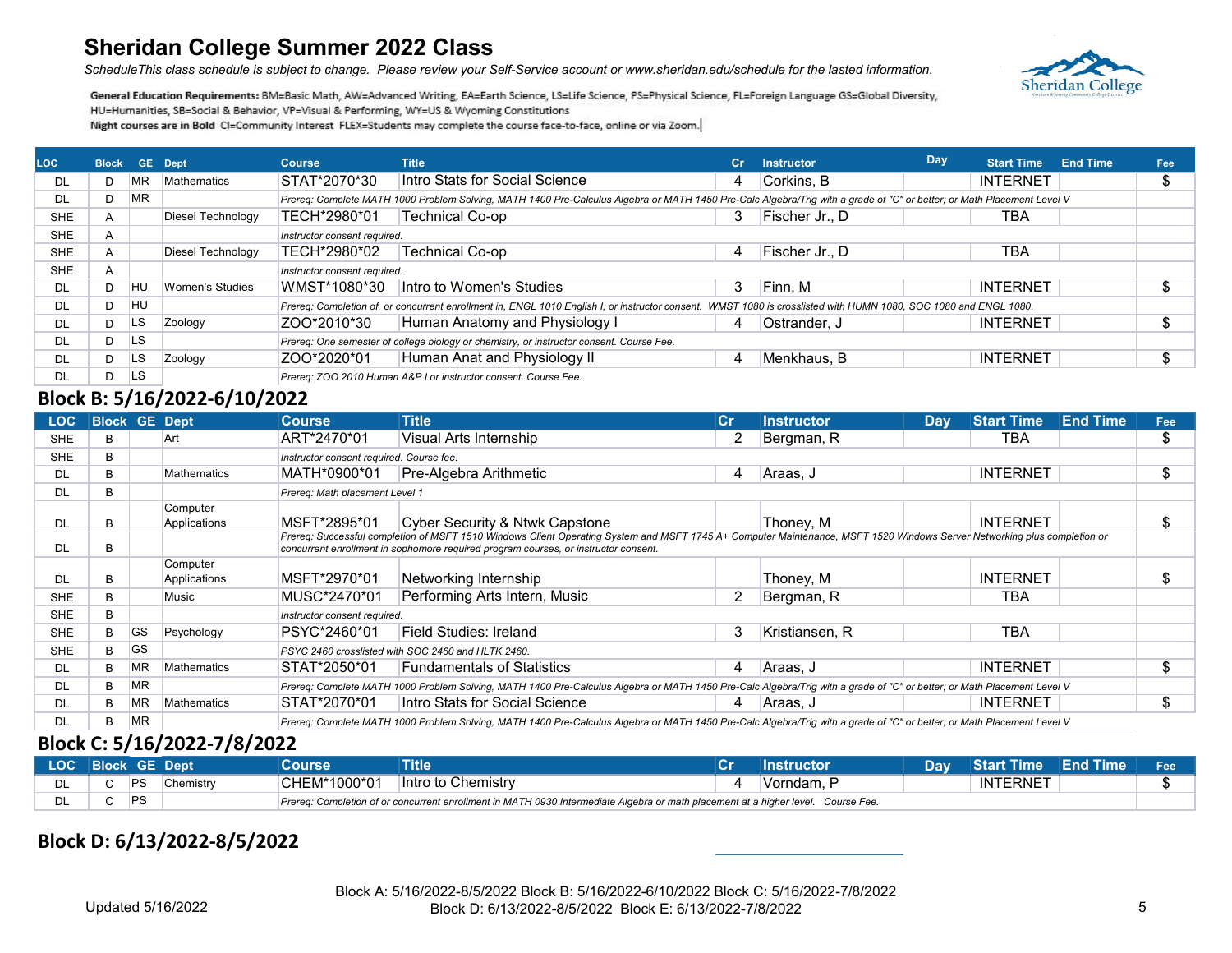# Sheridan College Summer 2022 Class

*ScheduleThis class schedule is subject to change. Please review your Self-Service account or www.sheridan.edu/schedule for the lasted information.*

**General Education Requirements:** BM=Basic Math, AW=Advanced Writing, EA=Earth Science, LS=Life Science, PS=Physical Science, FL=Foreign Language GS=Global Diversity, HU=Humanities, SB=Social & Behavior, VP=Visual & Performing, WY=US & Wyoming Constitutions

Night courses are in Bold CI=Community Interest FLEX=Students may complete the course face-to-face, online or via Zoom.

| LOC | Block | GE | Dept | Course | Title | Cr | Instructor | Day | Start Time | End Time | Fee |
|---|---|---|---|---|---|---|---|---|---|---|---|
| DL | D | MR | Mathematics | STAT*2070*30 | Intro Stats for Social Science | 4 | Corkins, B | | INTERNET | | $ |
| DL | D | MR | | *Prereq: Complete MATH 1000 Problem Solving, MATH 1400 Pre-Calculus Algebra or MATH 1450 Pre-Calc Algebra/Trig with a grade of "C" or better; or Math Placement Level V* | | | | | | | |
| SHE | A | | Diesel Technology | TECH*2980*01 | Technical Co-op | 3 | Fischer Jr., D | | TBA | | |
| SHE | A | | | *Instructor consent required.* | | | | | | | |
| SHE | A | | Diesel Technology | TECH*2980*02 | Technical Co-op | 4 | Fischer Jr., D | | TBA | | |
| SHE | A | | | *Instructor consent required.* | | | | | | | |
| DL | D | HU | Women's Studies | WMST*1080*30 | Intro to Women's Studies | 3 | Finn, M | | INTERNET | | $ |
| DL | D | HU | | *Prereq: Completion of, or concurrent enrollment in, ENGL 1010 English I, or instructor consent. WMST 1080 is crosslisted with HUMN 1080, SOC 1080 and ENGL 1080.* | | | | | | | |
| DL | D | LS | Zoology | ZOO*2010*30 | Human Anatomy and Physiology I | 4 | Ostrander, J | | INTERNET | | $ |
| DL | D | LS | | *Prereq: One semester of college biology or chemistry, or instructor consent. Course Fee.* | | | | | | | |
| DL | D | LS | Zoology | ZOO*2020*01 | Human Anat and Physiology II | 4 | Menkhaus, B | | INTERNET | | $ |
| DL | D | LS | | *Prereq: ZOO 2010 Human A&P I or instructor consent. Course Fee.* | | | | | | | |

## Block B: 5/16/2022-6/10/2022

| LOC | Block | GE | Dept | Course | Title | Cr | Instructor | Day | Start Time | End Time | Fee |
|---|---|---|---|---|---|---|---|---|---|---|---|
| SHE | B | | Art | ART*2470*01 | Visual Arts Internship | 2 | Bergman, R | | TBA | | $ |
| SHE | B | | | *Instructor consent required. Course fee.* | | | | | | | |
| DL | B | | Mathematics | MATH*0900*01 | Pre-Algebra Arithmetic | 4 | Araas, J | | INTERNET | | $ |
| DL | B | | | *Prereq: Math placement Level 1* | | | | | | | |
| DL | B | | Computer Applications | MSFT*2895*01 | Cyber Security & Ntwk Capstone | | Thoney, M | | INTERNET | | $ |
| DL | B | | | *Prereq: Successful completion of MSFT 1510 Windows Client Operating System and MSFT 1745 A+ Computer Maintenance, MSFT 1520 Windows Server Networking plus completion or concurrent enrollment in sophomore required program courses, or instructor consent.* | | | | | | | |
| DL | B | | Computer Applications | MSFT*2970*01 | Networking Internship | | Thoney, M | | INTERNET | | $ |
| SHE | B | | Music | MUSC*2470*01 | Performing Arts Intern, Music | 2 | Bergman, R | | TBA | | |
| SHE | B | | | *Instructor consent required.* | | | | | | | |
| SHE | B | GS | Psychology | PSYC*2460*01 | Field Studies: Ireland | 3 | Kristiansen, R | | TBA | | |
| SHE | B | GS | | *PSYC 2460 crosslisted with SOC 2460 and HLTK 2460.* | | | | | | | |
| DL | B | MR | Mathematics | STAT*2050*01 | Fundamentals of Statistics | 4 | Araas, J | | INTERNET | | $ |
| DL | B | MR | | *Prereq: Complete MATH 1000 Problem Solving, MATH 1400 Pre-Calculus Algebra or MATH 1450 Pre-Calc Algebra/Trig with a grade of "C" or better; or Math Placement Level V* | | | | | | | |
| DL | B | MR | Mathematics | STAT*2070*01 | Intro Stats for Social Science | 4 | Araas, J | | INTERNET | | $ |
| DL | B | MR | | *Prereq: Complete MATH 1000 Problem Solving, MATH 1400 Pre-Calculus Algebra or MATH 1450 Pre-Calc Algebra/Trig with a grade of "C" or better; or Math Placement Level V* | | | | | | | |

## Block C: 5/16/2022-7/8/2022

| LOC | Block | GE | Dept | Course | Title | Cr | Instructor | Day | Start Time | End Time | Fee |
|---|---|---|---|---|---|---|---|---|---|---|---|
| DL | C | PS | Chemistry | CHEM*1000*01 | Intro to Chemistry | 4 | Vorndam, P | | INTERNET | | $ |
| DL | C | PS | | *Prereq: Completion of or concurrent enrollment in MATH 0930 Intermediate Algebra or math placement at a higher level. Course Fee.* | | | | | | | |

## Block D: 6/13/2022-8/5/2022

Updated 5/16/2022

Block A: 5/16/2022-8/5/2022 Block B: 5/16/2022-6/10/2022 Block C: 5/16/2022-7/8/2022
Block D: 6/13/2022-8/5/2022 Block E: 6/13/2022-7/8/2022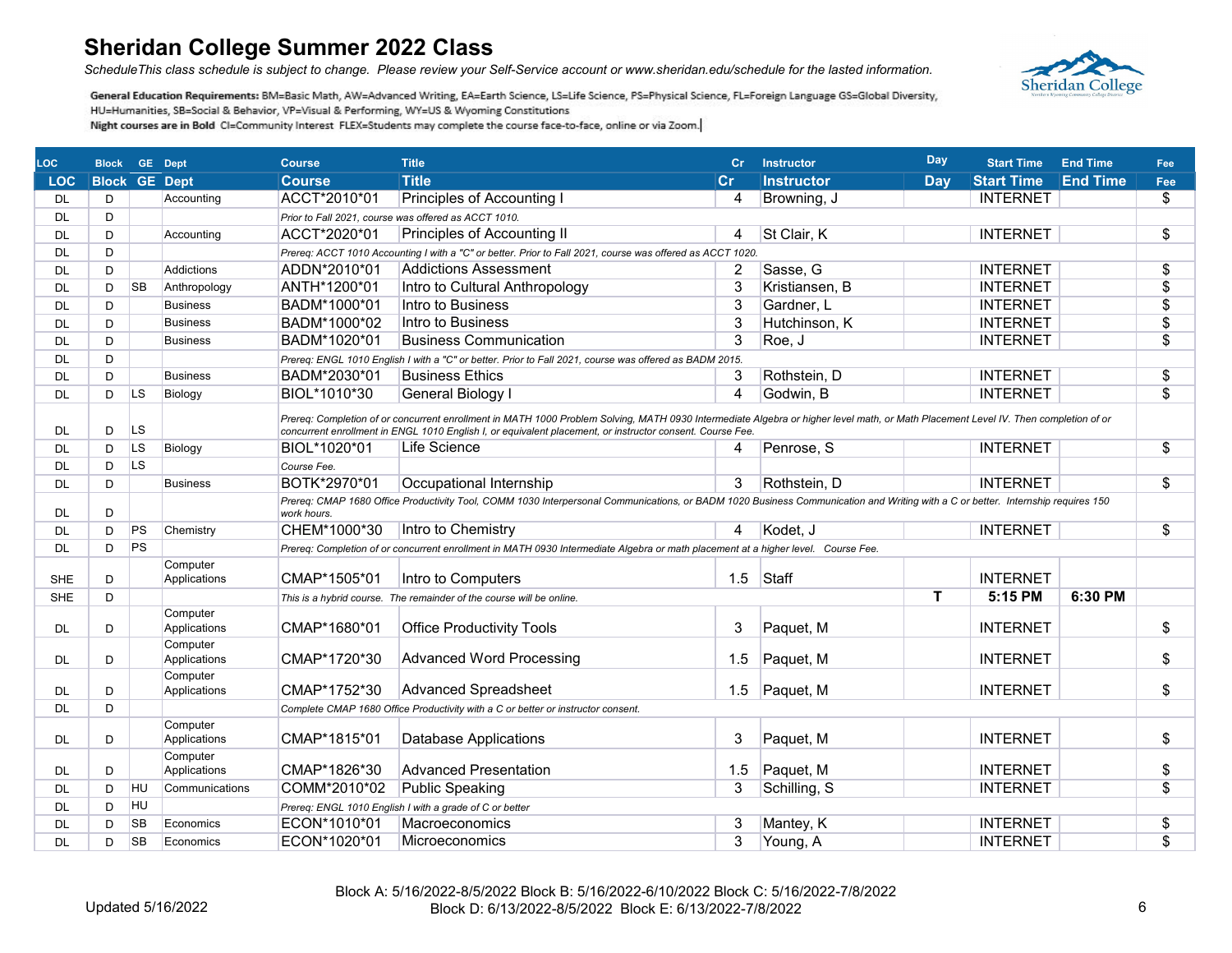# Sheridan College Summer 2022 Class

*ScheduleThis class schedule is subject to change. Please review your Self-Service account or www.sheridan.edu/schedule for the lasted information.*

**General Education Requirements:** BM=Basic Math, AW=Advanced Writing, EA=Earth Science, LS=Life Science, PS=Physical Science, FL=Foreign Language GS=Global Diversity, HU=Humanities, SB=Social & Behavior, VP=Visual & Performing, WY=US & Wyoming Constitutions

Night courses are in Bold CI=Community Interest FLEX=Students may complete the course face-to-face, online or via Zoom.

| LOC | Block | GE | Dept | Course | Title | Cr | Instructor | Day | Start Time | End Time | Fee |
|---|---|---|---|---|---|---|---|---|---|---|---|
| DL | D | | Accounting | ACCT*2010*01 | Principles of Accounting I | 4 | Browning, J | | INTERNET | | $ |
| DL | D | | | *Prior to Fall 2021, course was offered as ACCT 1010.* | | | | | | | |
| DL | D | | Accounting | ACCT*2020*01 | Principles of Accounting II | 4 | St Clair, K | | INTERNET | | $ |
| DL | D | | | *Prereq: ACCT 1010 Accounting I with a "C" or better. Prior to Fall 2021, course was offered as ACCT 1020.* | | | | | | | |
| DL | D | | Addictions | ADDN*2010*01 | Addictions Assessment | 2 | Sasse, G | | INTERNET | | $ |
| DL | D | SB | Anthropology | ANTH*1200*01 | Intro to Cultural Anthropology | 3 | Kristiansen, B | | INTERNET | | $ |
| DL | D | | Business | BADM*1000*01 | Intro to Business | 3 | Gardner, L | | INTERNET | | $ |
| DL | D | | Business | BADM*1000*02 | Intro to Business | 3 | Hutchinson, K | | INTERNET | | $ |
| DL | D | | Business | BADM*1020*01 | Business Communication | 3 | Roe, J | | INTERNET | | $ |
| DL | D | | | *Prereq: ENGL 1010 English I with a "C" or better. Prior to Fall 2021, course was offered as BADM 2015.* | | | | | | | |
| DL | D | | Business | BADM*2030*01 | Business Ethics | 3 | Rothstein, D | | INTERNET | | $ |
| DL | D | LS | Biology | BIOL*1010*30 | General Biology I | 4 | Godwin, B | | INTERNET | | $ |
| DL | D | LS | | *Prereq: Completion of or concurrent enrollment in MATH 1000 Problem Solving, MATH 0930 Intermediate Algebra or higher level math, or Math Placement Level IV. Then completion of or concurrent enrollment in ENGL 1010 English I, or equivalent placement, or instructor consent. Course Fee.* | | | | | | | |
| DL | D | LS | Biology | BIOL*1020*01 | Life Science | 4 | Penrose, S | | INTERNET | | $ |
| DL | D | LS | | *Course Fee.* | | | | | | | |
| DL | D | | Business | BOTK*2970*01 | Occupational Internship | 3 | Rothstein, D | | INTERNET | | $ |
| DL | D | | | *Prereq: CMAP 1680 Office Productivity Tool, COMM 1030 Interpersonal Communications, or BADM 1020 Business Communication and Writing with a C or better. Internship requires 150 work hours.* | | | | | | | |
| DL | D | PS | Chemistry | CHEM*1000*30 | Intro to Chemistry | 4 | Kodet, J | | INTERNET | | $ |
| DL | D | PS | | *Prereq: Completion of or concurrent enrollment in MATH 0930 Intermediate Algebra or math placement at a higher level. Course Fee.* | | | | | | | |
| SHE | D | | Computer Applications | CMAP*1505*01 | Intro to Computers | 1.5 | Staff | | INTERNET | | |
| SHE | D | | | *This is a hybrid course. The remainder of the course will be online.* | | | | **T** | **5:15 PM** | **6:30 PM** | |
| DL | D | | Computer Applications | CMAP*1680*01 | Office Productivity Tools | 3 | Paquet, M | | INTERNET | | $ |
| DL | D | | Computer Applications | CMAP*1720*30 | Advanced Word Processing | 1.5 | Paquet, M | | INTERNET | | $ |
| DL | D | | Computer Applications | CMAP*1752*30 | Advanced Spreadsheet | 1.5 | Paquet, M | | INTERNET | | $ |
| DL | D | | | *Complete CMAP 1680 Office Productivity with a C or better or instructor consent.* | | | | | | | |
| DL | D | | Computer Applications | CMAP*1815*01 | Database Applications | 3 | Paquet, M | | INTERNET | | $ |
| DL | D | | Computer Applications | CMAP*1826*30 | Advanced Presentation | 1.5 | Paquet, M | | INTERNET | | $ |
| DL | D | HU | Communications | COMM*2010*02 | Public Speaking | 3 | Schilling, S | | INTERNET | | $ |
| DL | D | HU | | *Prereq: ENGL 1010 English I with a grade of C or better* | | | | | | | |
| DL | D | SB | Economics | ECON*1010*01 | Macroeconomics | 3 | Mantey, K | | INTERNET | | $ |
| DL | D | SB | Economics | ECON*1020*01 | Microeconomics | 3 | Young, A | | INTERNET | | $ |

Updated 5/16/2022

Block A: 5/16/2022-8/5/2022 Block B: 5/16/2022-6/10/2022 Block C: 5/16/2022-7/8/2022
Block D: 6/13/2022-8/5/2022 Block E: 6/13/2022-7/8/2022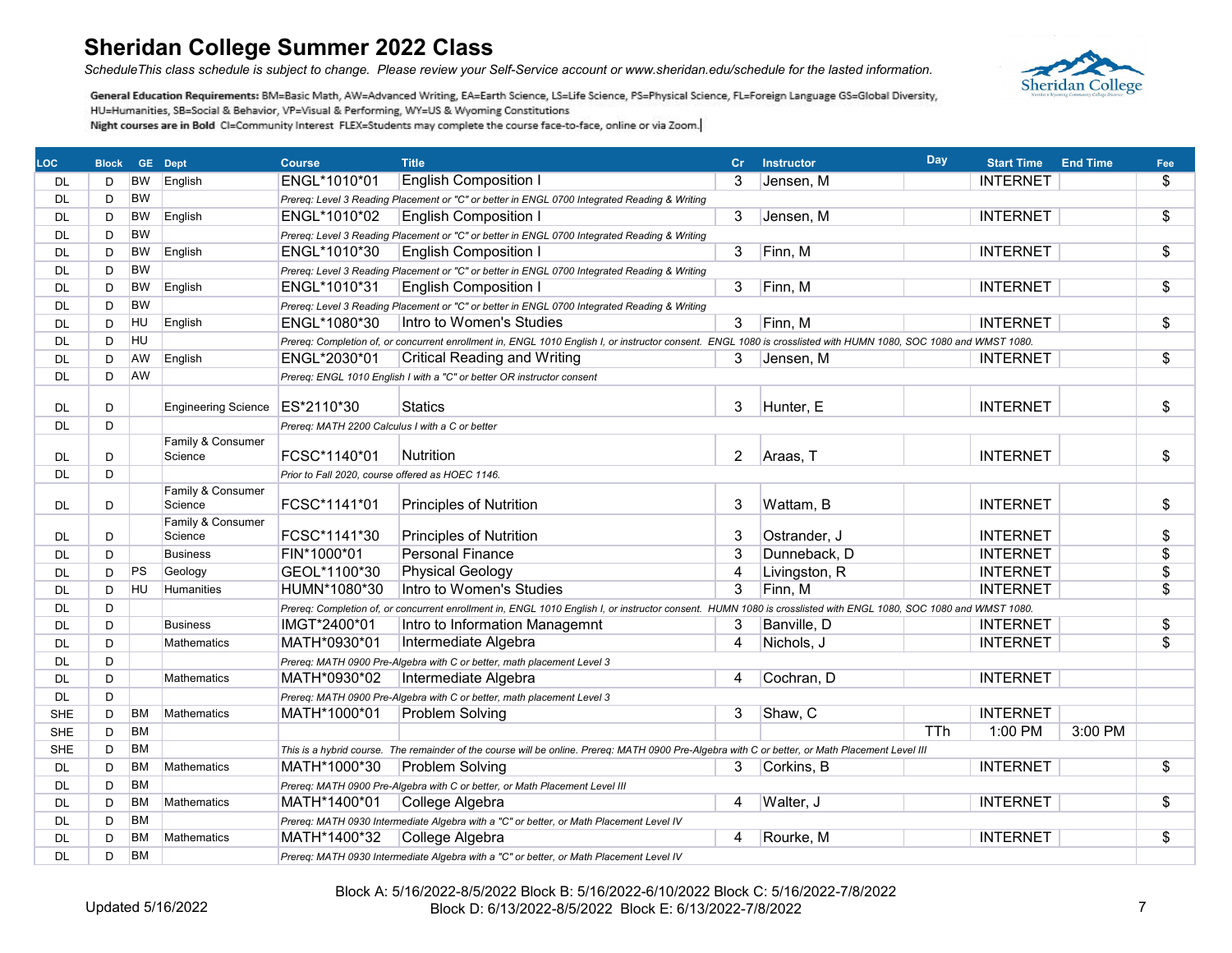# Sheridan College Summer 2022 Class

*ScheduleThis class schedule is subject to change. Please review your Self-Service account or www.sheridan.edu/schedule for the lasted information.*

General Education Requirements: BM=Basic Math, AW=Advanced Writing, EA=Earth Science, LS=Life Science, PS=Physical Science, FL=Foreign Language GS=Global Diversity, HU=Humanities, SB=Social & Behavior, VP=Visual & Performing, WY=US & Wyoming Constitutions

Night courses are in Bold CI=Community Interest FLEX=Students may complete the course face-to-face, online or via Zoom.

| LOC | Block | GE | Dept | Course | Title | Cr | Instructor | Day | Start Time | End Time | Fee |
|---|---|---|---|---|---|---|---|---|---|---|---|
| DL | D | BW | English | ENGL*1010*01 | English Composition I | 3 | Jensen, M | | INTERNET | | $ |
| DL | D | BW | | *Prereq: Level 3 Reading Placement or "C" or better in ENGL 0700 Integrated Reading & Writing* | | | | | | | |
| DL | D | BW | English | ENGL*1010*02 | English Composition I | 3 | Jensen, M | | INTERNET | | $ |
| DL | D | BW | | *Prereq: Level 3 Reading Placement or "C" or better in ENGL 0700 Integrated Reading & Writing* | | | | | | | |
| DL | D | BW | English | ENGL*1010*30 | English Composition I | 3 | Finn, M | | INTERNET | | $ |
| DL | D | BW | | *Prereq: Level 3 Reading Placement or "C" or better in ENGL 0700 Integrated Reading & Writing* | | | | | | | |
| DL | D | BW | English | ENGL*1010*31 | English Composition I | 3 | Finn, M | | INTERNET | | $ |
| DL | D | BW | | *Prereq: Level 3 Reading Placement or "C" or better in ENGL 0700 Integrated Reading & Writing* | | | | | | | |
| DL | D | HU | English | ENGL*1080*30 | Intro to Women's Studies | 3 | Finn, M | | INTERNET | | $ |
| DL | D | HU | | *Prereq: Completion of, or concurrent enrollment in, ENGL 1010 English I, or instructor consent. ENGL 1080 is crosslisted with HUMN 1080, SOC 1080 and WMST 1080.* | | | | | | | |
| DL | D | AW | English | ENGL*2030*01 | Critical Reading and Writing | 3 | Jensen, M | | INTERNET | | $ |
| DL | D | AW | | *Prereq: ENGL 1010 English I with a "C" or better OR instructor consent* | | | | | | | |
| DL | D | | Engineering Science | ES*2110*30 | Statics | 3 | Hunter, E | | INTERNET | | $ |
| DL | D | | | *Prereq: MATH 2200 Calculus I with a C or better* | | | | | | | |
| DL | D | | Family & Consumer Science | FCSC*1140*01 | Nutrition | 2 | Araas, T | | INTERNET | | $ |
| DL | D | | | *Prior to Fall 2020, course offered as HOEC 1146.* | | | | | | | |
| DL | D | | Family & Consumer Science | FCSC*1141*01 | Principles of Nutrition | 3 | Wattam, B | | INTERNET | | $ |
| DL | D | | Family & Consumer Science | FCSC*1141*30 | Principles of Nutrition | 3 | Ostrander, J | | INTERNET | | $ |
| DL | D | | Business | FIN*1000*01 | Personal Finance | 3 | Dunneback, D | | INTERNET | | $ |
| DL | D | PS | Geology | GEOL*1100*30 | Physical Geology | 4 | Livingston, R | | INTERNET | | $ |
| DL | D | HU | Humanities | HUMN*1080*30 | Intro to Women's Studies | 3 | Finn, M | | INTERNET | | $ |
| DL | D | | | *Prereq: Completion of, or concurrent enrollment in, ENGL 1010 English I, or instructor consent. HUMN 1080 is crosslisted with ENGL 1080, SOC 1080 and WMST 1080.* | | | | | | | |
| DL | D | | Business | IMGT*2400*01 | Intro to Information Managemnt | 3 | Banville, D | | INTERNET | | $ |
| DL | D | | Mathematics | MATH*0930*01 | Intermediate Algebra | 4 | Nichols, J | | INTERNET | | $ |
| DL | D | | | *Prereq: MATH 0900 Pre-Algebra with C or better, math placement Level 3* | | | | | | | |
| DL | D | | Mathematics | MATH*0930*02 | Intermediate Algebra | 4 | Cochran, D | | INTERNET | | |
| DL | D | | | *Prereq: MATH 0900 Pre-Algebra with C or better, math placement Level 3* | | | | | | | |
| SHE | D | BM | Mathematics | MATH*1000*01 | Problem Solving | 3 | Shaw, C | | INTERNET | | |
| SHE | D | BM | | | | | | TTh | 1:00 PM | 3:00 PM | |
| SHE | D | BM | | *This is a hybrid course. The remainder of the course will be online. Prereq: MATH 0900 Pre-Algebra with C or better, or Math Placement Level III* | | | | | | | |
| DL | D | BM | Mathematics | MATH*1000*30 | Problem Solving | 3 | Corkins, B | | INTERNET | | $ |
| DL | D | BM | | *Prereq: MATH 0900 Pre-Algebra with C or better, or Math Placement Level III* | | | | | | | |
| DL | D | BM | Mathematics | MATH*1400*01 | College Algebra | 4 | Walter, J | | INTERNET | | $ |
| DL | D | BM | | *Prereq: MATH 0930 Intermediate Algebra with a "C" or better, or Math Placement Level IV* | | | | | | | |
| DL | D | BM | Mathematics | MATH*1400*32 | College Algebra | 4 | Rourke, M | | INTERNET | | $ |
| DL | D | BM | | *Prereq: MATH 0930 Intermediate Algebra with a "C" or better, or Math Placement Level IV* | | | | | | | |

Block A: 5/16/2022-8/5/2022 Block B: 5/16/2022-6/10/2022 Block C: 5/16/2022-7/8/2022
Block D: 6/13/2022-8/5/2022 Block E: 6/13/2022-7/8/2022

Updated 5/16/2022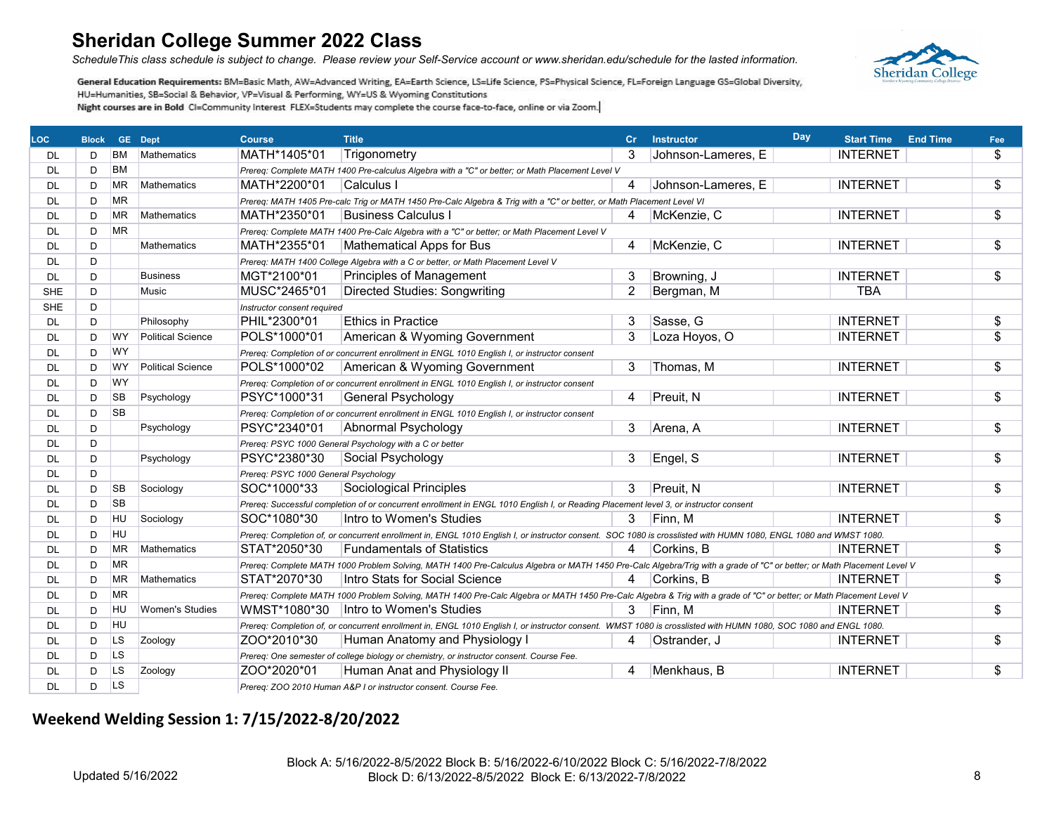# Sheridan College Summer 2022 Class

*ScheduleThis class schedule is subject to change. Please review your Self-Service account or www.sheridan.edu/schedule for the lasted information.*

**General Education Requirements:** BM=Basic Math, AW=Advanced Writing, EA=Earth Science, LS=Life Science, PS=Physical Science, FL=Foreign Language GS=Global Diversity, HU=Humanities, SB=Social & Behavior, VP=Visual & Performing, WY=US & Wyoming Constitutions

**Night courses are in Bold** CI=Community Interest FLEX=Students may complete the course face-to-face, online or via Zoom.

| LOC | Block | GE | Dept | Course | Title | Cr | Instructor | Day | Start Time | End Time | Fee |
|---|---|---|---|---|---|---|---|---|---|---|---|
| DL | D | BM | Mathematics | MATH*1405*01 | Trigonometry | 3 | Johnson-Lameres, E | | INTERNET | | $ |
| DL | D | BM | | *Prereq: Complete MATH 1400 Pre-calculus Algebra with a "C" or better; or Math Placement Level V* | | | | | | | |
| DL | D | MR | Mathematics | MATH*2200*01 | Calculus I | 4 | Johnson-Lameres, E | | INTERNET | | $ |
| DL | D | MR | | *Prereq: MATH 1405 Pre-calc Trig or MATH 1450 Pre-Calc Algebra & Trig with a "C" or better, or Math Placement Level VI* | | | | | | | |
| DL | D | MR | Mathematics | MATH*2350*01 | Business Calculus I | 4 | McKenzie, C | | INTERNET | | $ |
| DL | D | MR | | *Prereq: Complete MATH 1400 Pre-Calc Algebra with a "C" or better; or Math Placement Level V* | | | | | | | |
| DL | D | | Mathematics | MATH*2355*01 | Mathematical Apps for Bus | 4 | McKenzie, C | | INTERNET | | $ |
| DL | D | | | *Prereq: MATH 1400 College Algebra with a C or better, or Math Placement Level V* | | | | | | | |
| DL | D | | Business | MGT*2100*01 | Principles of Management | 3 | Browning, J | | INTERNET | | $ |
| SHE | D | | Music | MUSC*2465*01 | Directed Studies: Songwriting | 2 | Bergman, M | | TBA | | |
| SHE | D | | | *Instructor consent required* | | | | | | | |
| DL | D | | Philosophy | PHIL*2300*01 | Ethics in Practice | 3 | Sasse, G | | INTERNET | | $ |
| DL | D | WY | Political Science | POLS*1000*01 | American & Wyoming Government | 3 | Loza Hoyos, O | | INTERNET | | $ |
| DL | D | WY | | *Prereq: Completion of or concurrent enrollment in ENGL 1010 English I, or instructor consent* | | | | | | | |
| DL | D | WY | Political Science | POLS*1000*02 | American & Wyoming Government | 3 | Thomas, M | | INTERNET | | $ |
| DL | D | WY | | *Prereq: Completion of or concurrent enrollment in ENGL 1010 English I, or instructor consent* | | | | | | | |
| DL | D | SB | Psychology | PSYC*1000*31 | General Psychology | 4 | Preuit, N | | INTERNET | | $ |
| DL | D | SB | | *Prereq: Completion of or concurrent enrollment in ENGL 1010 English I, or instructor consent* | | | | | | | |
| DL | D | | Psychology | PSYC*2340*01 | Abnormal Psychology | 3 | Arena, A | | INTERNET | | $ |
| DL | D | | | *Prereq: PSYC 1000 General Psychology with a C or better* | | | | | | | |
| DL | D | | Psychology | PSYC*2380*30 | Social Psychology | 3 | Engel, S | | INTERNET | | $ |
| DL | D | | | *Prereq: PSYC 1000 General Psychology* | | | | | | | |
| DL | D | SB | Sociology | SOC*1000*33 | Sociological Principles | 3 | Preuit, N | | INTERNET | | $ |
| DL | D | SB | | *Prereq: Successful completion of or concurrent enrollment in ENGL 1010 English I, or Reading Placement level 3, or instructor consent* | | | | | | | |
| DL | D | HU | Sociology | SOC*1080*30 | Intro to Women's Studies | 3 | Finn, M | | INTERNET | | $ |
| DL | D | HU | | *Prereq: Completion of, or concurrent enrollment in, ENGL 1010 English I, or instructor consent. SOC 1080 is crosslisted with HUMN 1080, ENGL 1080 and WMST 1080.* | | | | | | | |
| DL | D | MR | Mathematics | STAT*2050*30 | Fundamentals of Statistics | 4 | Corkins, B | | INTERNET | | $ |
| DL | D | MR | | *Prereq: Complete MATH 1000 Problem Solving, MATH 1400 Pre-Calculus Algebra or MATH 1450 Pre-Calc Algebra/Trig with a grade of "C" or better; or Math Placement Level V* | | | | | | | |
| DL | D | MR | Mathematics | STAT*2070*30 | Intro Stats for Social Science | 4 | Corkins, B | | INTERNET | | $ |
| DL | D | MR | | *Prereq: Complete MATH 1000 Problem Solving, MATH 1400 Pre-Calc Algebra or MATH 1450 Pre-Calc Algebra & Trig with a grade of "C" or better; or Math Placement Level V* | | | | | | | |
| DL | D | HU | Women's Studies | WMST*1080*30 | Intro to Women's Studies | 3 | Finn, M | | INTERNET | | $ |
| DL | D | HU | | *Prereq: Completion of, or concurrent enrollment in, ENGL 1010 English I, or instructor consent. WMST 1080 is crosslisted with HUMN 1080, SOC 1080 and ENGL 1080.* | | | | | | | |
| DL | D | LS | Zoology | ZOO*2010*30 | Human Anatomy and Physiology I | 4 | Ostrander, J | | INTERNET | | $ |
| DL | D | LS | | *Prereq: One semester of college biology or chemistry, or instructor consent. Course Fee.* | | | | | | | |
| DL | D | LS | Zoology | ZOO*2020*01 | Human Anat and Physiology II | 4 | Menkhaus, B | | INTERNET | | $ |
| DL | D | LS | | *Prereq: ZOO 2010 Human A&P I or instructor consent. Course Fee.* | | | | | | | |

## Weekend Welding Session 1: 7/15/2022-8/20/2022

Updated 5/16/2022

Block A: 5/16/2022-8/5/2022 Block B: 5/16/2022-6/10/2022 Block C: 5/16/2022-7/8/2022
Block D: 6/13/2022-8/5/2022 Block E: 6/13/2022-7/8/2022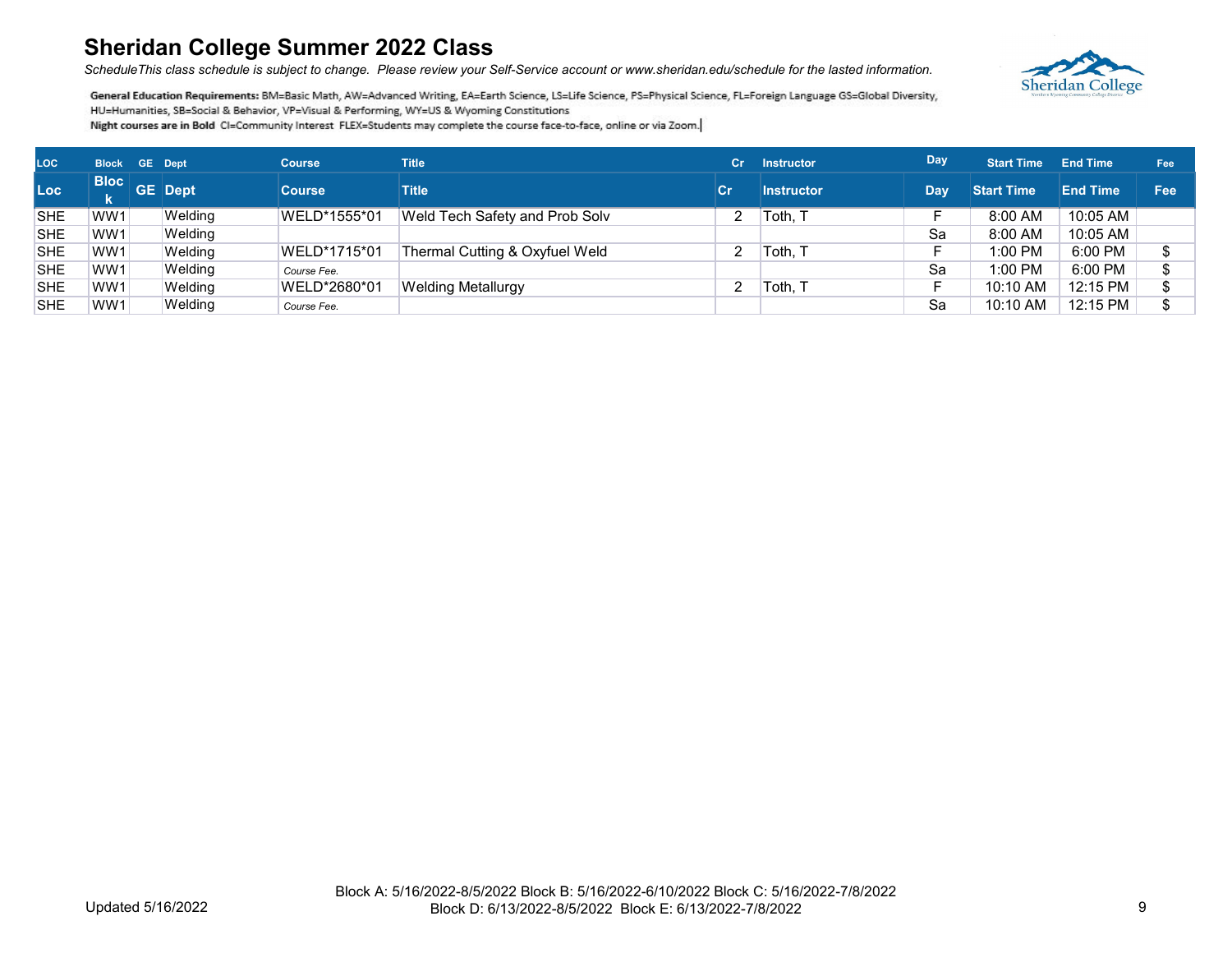# Sheridan College Summer 2022 Class

*ScheduleThis class schedule is subject to change. Please review your Self-Service account or www.sheridan.edu/schedule for the lasted information.*

**General Education Requirements:** BM=Basic Math, AW=Advanced Writing, EA=Earth Science, LS=Life Science, PS=Physical Science, FL=Foreign Language GS=Global Diversity, HU=Humanities, SB=Social & Behavior, VP=Visual & Performing, WY=US & Wyoming Constitutions

**Night courses are in Bold** CI=Community Interest FLEX=Students may complete the course face-to-face, online or via Zoom.

| Loc | Block | GE | Dept | Course | Title | Cr | Instructor | Day | Start Time | End Time | Fee |
|---|---|---|---|---|---|---|---|---|---|---|---|
| SHE | WW1 | | Welding | WELD*1555*01 | Weld Tech Safety and Prob Solv | 2 | Toth, T | F | 8:00 AM | 10:05 AM | |
| SHE | WW1 | | Welding | | | | | Sa | 8:00 AM | 10:05 AM | |
| SHE | WW1 | | Welding | WELD*1715*01 | Thermal Cutting & Oxyfuel Weld | 2 | Toth, T | F | 1:00 PM | 6:00 PM | $ |
| SHE | WW1 | | Welding | *Course Fee.* | | | | Sa | 1:00 PM | 6:00 PM | $ |
| SHE | WW1 | | Welding | WELD*2680*01 | Welding Metallurgy | 2 | Toth, T | F | 10:10 AM | 12:15 PM | $ |
| SHE | WW1 | | Welding | *Course Fee.* | | | | Sa | 10:10 AM | 12:15 PM | $ |

Updated 5/16/2022

Block A: 5/16/2022-8/5/2022 Block B: 5/16/2022-6/10/2022 Block C: 5/16/2022-7/8/2022
Block D: 6/13/2022-8/5/2022 Block E: 6/13/2022-7/8/2022